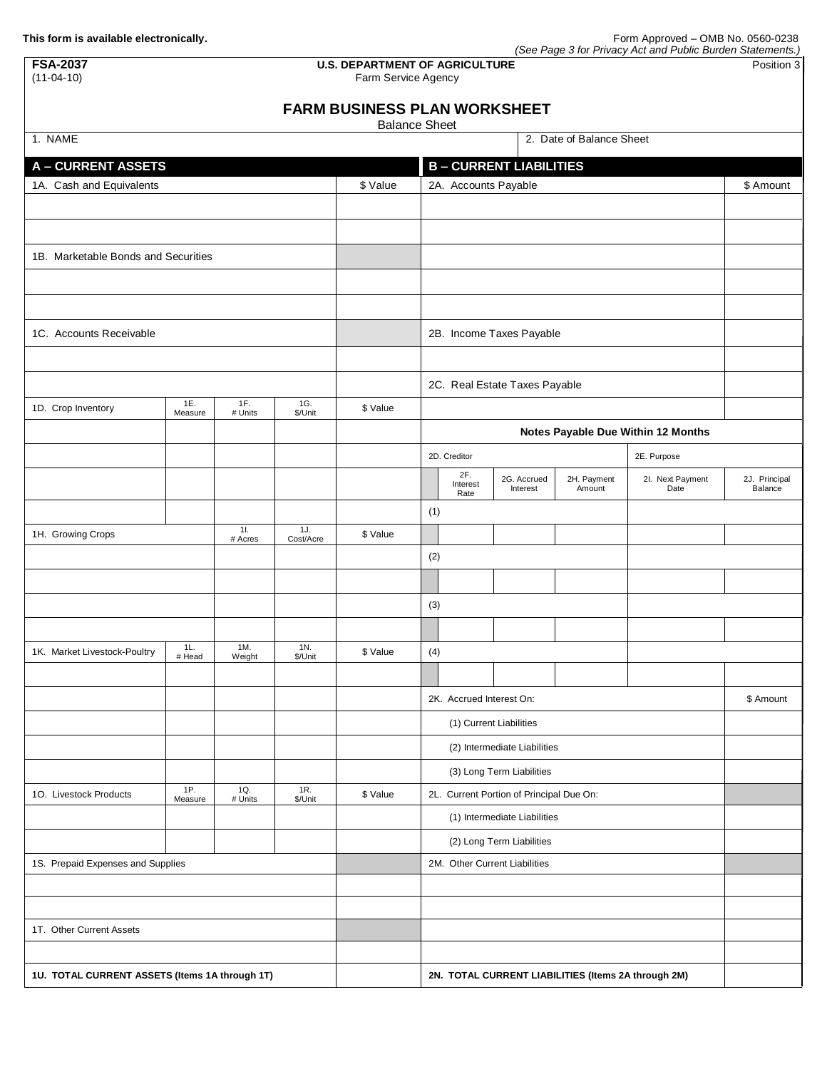This form is available electronically.

Form Approved – OMB No. 0560-0238
*(See Page 3 for Privacy Act and Public Burden Statements.)*

**FSA-2037**
(11-04-10)

**U.S. DEPARTMENT OF AGRICULTURE**
Farm Service Agency

Position 3

# FARM BUSINESS PLAN WORKSHEET

Balance Sheet

| 1. NAME | 2. Date of Balance Sheet |
|---|---|
| | |

## A – CURRENT ASSETS

| 1A. Cash and Equivalents | | | | $ Value |
|---|---|---|---|---|
| | | | | |
| | | | | |
| **1B. Marketable Bonds and Securities** | | | | |
| | | | | |
| | | | | |
| **1C. Accounts Receivable** | | | | |
| | | | | |
| | | | | |
| **1D. Crop Inventory** | **1E. Measure** | **1F. # Units** | **1G. $/Unit** | **$ Value** |
| | | | | |
| | | | | |
| | | | | |
| | | | | |
| **1H. Growing Crops** | | **1I. # Acres** | **1J. Cost/Acre** | **$ Value** |
| | | | | |
| | | | | |
| | | | | |
| | | | | |
| **1K. Market Livestock-Poultry** | **1L. # Head** | **1M. Weight** | **1N. $/Unit** | **$ Value** |
| | | | | |
| | | | | |
| | | | | |
| | | | | |
| | | | | |
| **1O. Livestock Products** | **1P. Measure** | **1Q. # Units** | **1R. $/Unit** | **$ Value** |
| | | | | |
| | | | | |
| **1S. Prepaid Expenses and Supplies** | | | | |
| | | | | |
| | | | | |
| **1T. Other Current Assets** | | | | |
| | | | | |
| **1U. TOTAL CURRENT ASSETS (Items 1A through 1T)** | | | | |

## B – CURRENT LIABILITIES

| 2A. Accounts Payable | | | | | $ Amount |
|---|---|---|---|---|---|
| | | | | | |
| | | | | | |
| | | | | | |
| | | | | | |
| | | | | | |
| **2B. Income Taxes Payable** | | | | | |
| | | | | | |
| **2C. Real Estate Taxes Payable** | | | | | |
| | | | | | |
| **Notes Payable Due Within 12 Months** | | | | | |
| **2D. Creditor** | | | | **2E. Purpose** | |
| | **2F. Interest Rate** | **2G. Accrued Interest** | **2H. Payment Amount** | **2I. Next Payment Date** | **2J. Principal Balance** |
| (1) | | | | | |
| | | | | | |
| (2) | | | | | |
| | | | | | |
| (3) | | | | | |
| | | | | | |
| (4) | | | | | |
| | | | | | |
| **2K. Accrued Interest On:** | | | | | **$ Amount** |
| (1) Current Liabilities | | | | | |
| (2) Intermediate Liabilities | | | | | |
| (3) Long Term Liabilities | | | | | |
| **2L. Current Portion of Principal Due On:** | | | | | |
| (1) Intermediate Liabilities | | | | | |
| (2) Long Term Liabilities | | | | | |
| **2M. Other Current Liabilities** | | | | | |
| | | | | | |
| | | | | | |
| | | | | | |
| | | | | | |
| **2N. TOTAL CURRENT LIABILITIES (Items 2A through 2M)** | | | | | |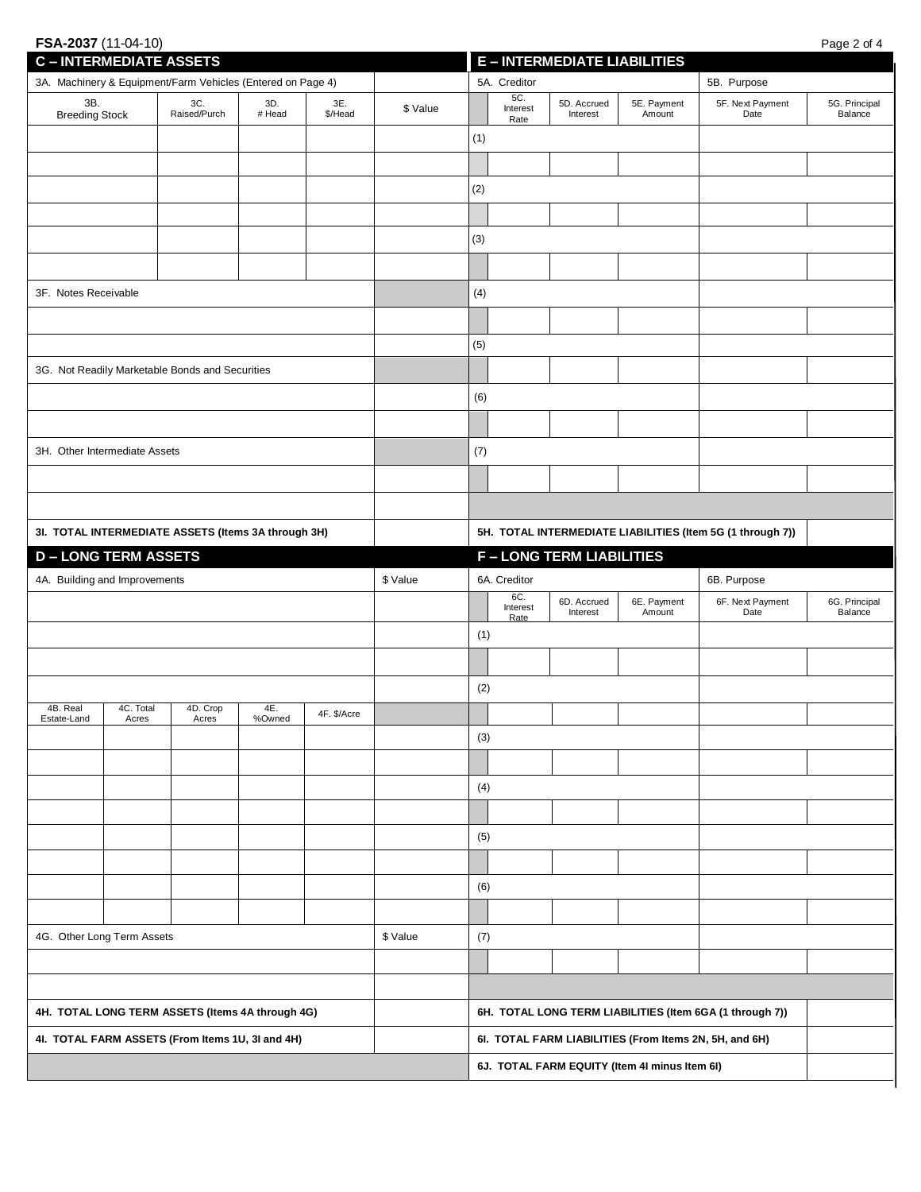FSA-2037 (11-04-10)

## C – INTERMEDIATE ASSETS

| 3A. Machinery & Equipment/Farm Vehicles (Entered on Page 4) | | | | |
|---|---|---|---|---|
| 3B. Breeding Stock | 3C. Raised/Purch | 3D. # Head | 3E. $/Head | $ Value |
| | | | | |
| | | | | |
| | | | | |
| | | | | |
| | | | | |
| | | | | |
| 3F. Notes Receivable | | | | |
| | | | | |
| | | | | |
| 3G. Not Readily Marketable Bonds and Securities | | | | |
| | | | | |
| | | | | |
| 3H. Other Intermediate Assets | | | | |
| | | | | |
| | | | | |
| **3I. TOTAL INTERMEDIATE ASSETS (Items 3A through 3H)** | | | | |

## E – INTERMEDIATE LIABILITIES

| 5A. Creditor | | | | 5B. Purpose |
|---|---|---|---|---|
| 5C. Interest Rate | 5D. Accrued Interest | 5E. Payment Amount | 5F. Next Payment Date | 5G. Principal Balance |
| (1) | | | | |
| | | | | |
| (2) | | | | |
| | | | | |
| (3) | | | | |
| | | | | |
| (4) | | | | |
| | | | | |
| (5) | | | | |
| | | | | |
| (6) | | | | |
| | | | | |
| (7) | | | | |
| | | | | |
| **5H. TOTAL INTERMEDIATE LIABILITIES (Item 5G (1 through 7))** | | | | |

## D – LONG TERM ASSETS

| 4A. Building and Improvements | | | | | $ Value |
|---|---|---|---|---|---|
| | | | | | |
| | | | | | |
| | | | | | |
| | | | | | |
| 4B. Real Estate-Land | 4C. Total Acres | 4D. Crop Acres | 4E. %Owned | 4F. $/Acre | |
| | | | | | |
| | | | | | |
| | | | | | |
| | | | | | |
| | | | | | |
| | | | | | |
| | | | | | |
| | | | | | |
| 4G. Other Long Term Assets | | | | | $ Value |
| | | | | | |
| | | | | | |
| **4H. TOTAL LONG TERM ASSETS (Items 4A through 4G)** | | | | | |
| **4I. TOTAL FARM ASSETS (From Items 1U, 3I and 4H)** | | | | | |

## F – LONG TERM LIABILITIES

| 6A. Creditor | | | | 6B. Purpose |
|---|---|---|---|---|
| 6C. Interest Rate | 6D. Accrued Interest | 6E. Payment Amount | 6F. Next Payment Date | 6G. Principal Balance |
| (1) | | | | |
| | | | | |
| (2) | | | | |
| | | | | |
| (3) | | | | |
| | | | | |
| (4) | | | | |
| | | | | |
| (5) | | | | |
| | | | | |
| (6) | | | | |
| | | | | |
| (7) | | | | |
| | | | | |
| **6H. TOTAL LONG TERM LIABILITIES (Item 6GA (1 through 7))** | | | | |
| **6I. TOTAL FARM LIABILITIES (From Items 2N, 5H, and 6H)** | | | | |
| **6J. TOTAL FARM EQUITY (Item 4I minus Item 6I)** | | | | |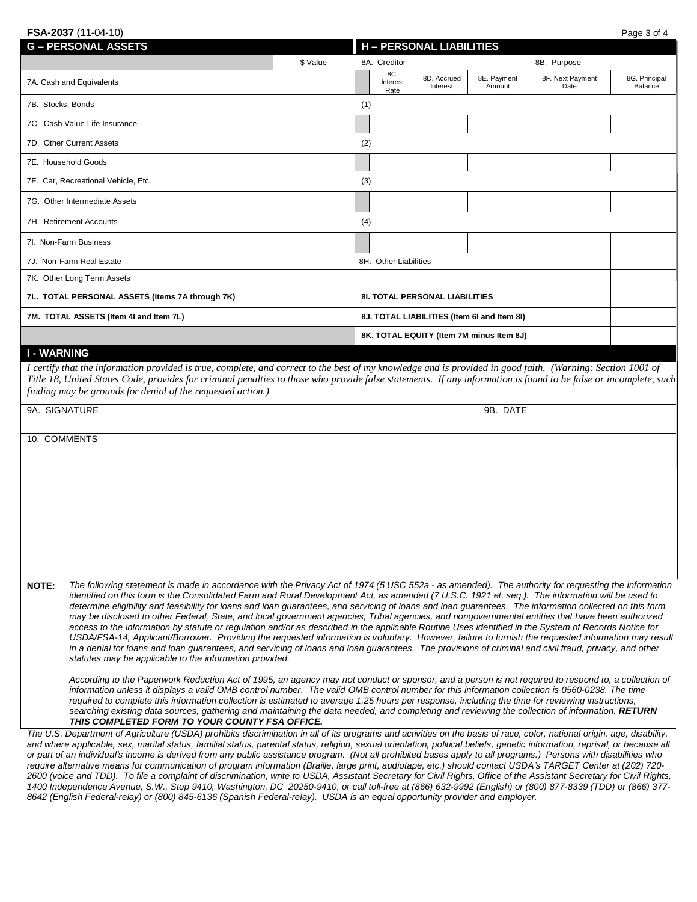FSA-2037 (11-04-10)

| G – PERSONAL ASSETS | $ Value |
|---|---|
| 7A. Cash and Equivalents | |
| 7B. Stocks, Bonds | |
| 7C. Cash Value Life Insurance | |
| 7D. Other Current Assets | |
| 7E. Household Goods | |
| 7F. Car, Recreational Vehicle, Etc. | |
| 7G. Other Intermediate Assets | |
| 7H. Retirement Accounts | |
| 7I. Non-Farm Business | |
| 7J. Non-Farm Real Estate | |
| 7K. Other Long Term Assets | |
| **7L. TOTAL PERSONAL ASSETS (Items 7A through 7K)** | |
| **7M. TOTAL ASSETS (Item 4I and Item 7L)** | |

| H – PERSONAL LIABILITIES | | | | | |
|---|---|---|---|---|---|
| 8A. Creditor | | | | 8B. Purpose | |
| 8C. Interest Rate | 8D. Accrued Interest | 8E. Payment Amount | | 8F. Next Payment Date | 8G. Principal Balance |
| (1) | | | | | |
| | | | | | |
| (2) | | | | | |
| | | | | | |
| (3) | | | | | |
| | | | | | |
| (4) | | | | | |
| | | | | | |
| 8H. Other Liabilities | | | | | |
| | | | | | |
| **8I. TOTAL PERSONAL LIABILITIES** | | | | | |
| **8J. TOTAL LIABILITIES (Item 6I and Item 8I)** | | | | | |
| **8K. TOTAL EQUITY (Item 7M minus Item 8J)** | | | | | |

## I - WARNING

*I certify that the information provided is true, complete, and correct to the best of my knowledge and is provided in good faith. (Warning: Section 1001 of Title 18, United States Code, provides for criminal penalties to those who provide false statements. If any information is found to be false or incomplete, such finding may be grounds for denial of the requested action.)*

| 9A. SIGNATURE | 9B. DATE |
|---|---|
| | |

10. COMMENTS

**NOTE:** *The following statement is made in accordance with the Privacy Act of 1974 (5 USC 552a - as amended). The authority for requesting the information identified on this form is the Consolidated Farm and Rural Development Act, as amended (7 U.S.C. 1921 et. seq.). The information will be used to determine eligibility and feasibility for loans and loan guarantees, and servicing of loans and loan guarantees. The information collected on this form may be disclosed to other Federal, State, and local government agencies, Tribal agencies, and nongovernmental entities that have been authorized access to the information by statute or regulation and/or as described in the applicable Routine Uses identified in the System of Records Notice for USDA/FSA-14, Applicant/Borrower. Providing the requested information is voluntary. However, failure to furnish the requested information may result in a denial for loans and loan guarantees, and servicing of loans and loan guarantees. The provisions of criminal and civil fraud, privacy, and other statutes may be applicable to the information provided.*

*According to the Paperwork Reduction Act of 1995, an agency may not conduct or sponsor, and a person is not required to respond to, a collection of information unless it displays a valid OMB control number. The valid OMB control number for this information collection is 0560-0238. The time required to complete this information collection is estimated to average 1.25 hours per response, including the time for reviewing instructions, searching existing data sources, gathering and maintaining the data needed, and completing and reviewing the collection of information.* ***RETURN THIS COMPLETED FORM TO YOUR COUNTY FSA OFFICE.***

*The U.S. Department of Agriculture (USDA) prohibits discrimination in all of its programs and activities on the basis of race, color, national origin, age, disability, and where applicable, sex, marital status, familial status, parental status, religion, sexual orientation, political beliefs, genetic information, reprisal, or because all or part of an individual's income is derived from any public assistance program. (Not all prohibited bases apply to all programs.) Persons with disabilities who require alternative means for communication of program information (Braille, large print, audiotape, etc.) should contact USDA's TARGET Center at (202) 720-2600 (voice and TDD). To file a complaint of discrimination, write to USDA, Assistant Secretary for Civil Rights, Office of the Assistant Secretary for Civil Rights, 1400 Independence Avenue, S.W., Stop 9410, Washington, DC 20250-9410, or call toll-free at (866) 632-9992 (English) or (800) 877-8339 (TDD) or (866) 377-8642 (English Federal-relay) or (800) 845-6136 (Spanish Federal-relay). USDA is an equal opportunity provider and employer.*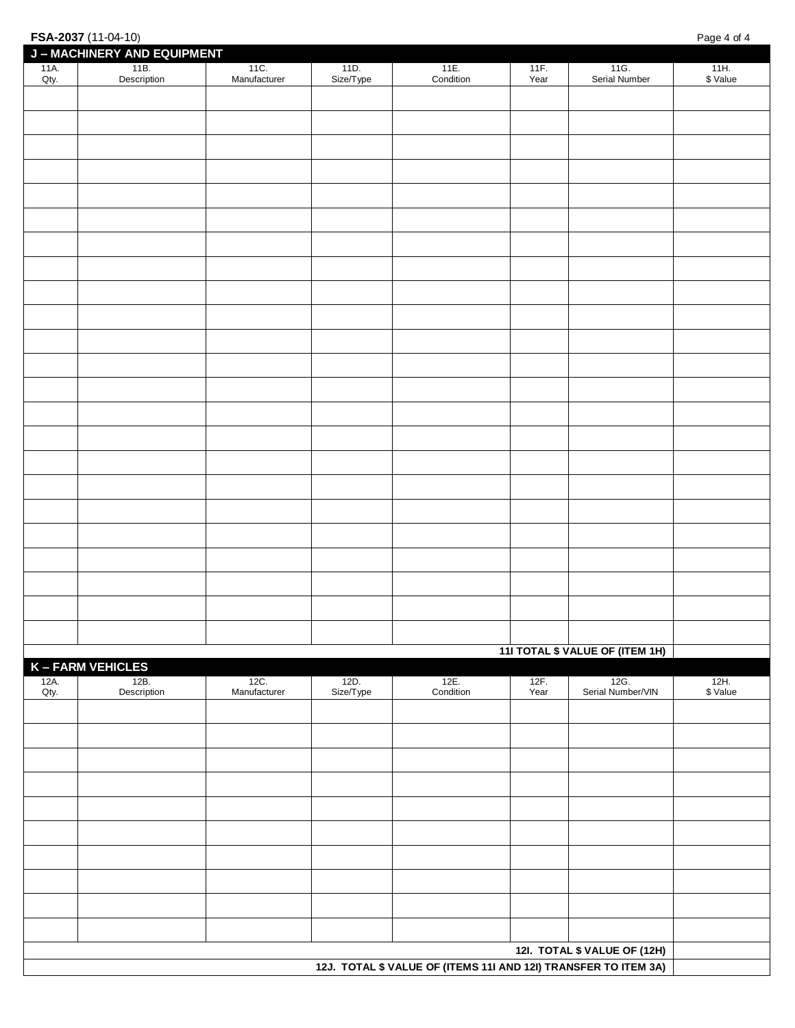## J – MACHINERY AND EQUIPMENT

| 11A. Qty. | 11B. Description | 11C. Manufacturer | 11D. Size/Type | 11E. Condition | 11F. Year | 11G. Serial Number | 11H. $ Value |
|---|---|---|---|---|---|---|---|
| | | | | | | | |
| | | | | | | | |
| | | | | | | | |
| | | | | | | | |
| | | | | | | | |
| | | | | | | | |
| | | | | | | | |
| | | | | | | | |
| | | | | | | | |
| | | | | | | | |
| | | | | | | | |
| | | | | | | | |
| | | | | | | | |
| | | | | | | | |
| | | | | | | | |
| | | | | | | | |
| | | | | | | | |
| | | | | | | | |
| | | | | | | | |
| | | | | | | | |
| | | | | | | | |
| | | | | | | | |
| | | | | | | | |
| | | | | | | **11I TOTAL $ VALUE OF (ITEM 1H)** | |

## K – FARM VEHICLES

| 12A. Qty. | 12B. Description | 12C. Manufacturer | 12D. Size/Type | 12E. Condition | 12F. Year | 12G. Serial Number/VIN | 12H. $ Value |
|---|---|---|---|---|---|---|---|
| | | | | | | | |
| | | | | | | | |
| | | | | | | | |
| | | | | | | | |
| | | | | | | | |
| | | | | | | | |
| | | | | | | | |
| | | | | | | | |
| | | | | | | | |
| | | | | | | | |
| | | | | | | **12I. TOTAL $ VALUE OF (12H)** | |
| | | | | | | **12J. TOTAL $ VALUE OF (ITEMS 11I AND 12I) TRANSFER TO ITEM 3A)** | |